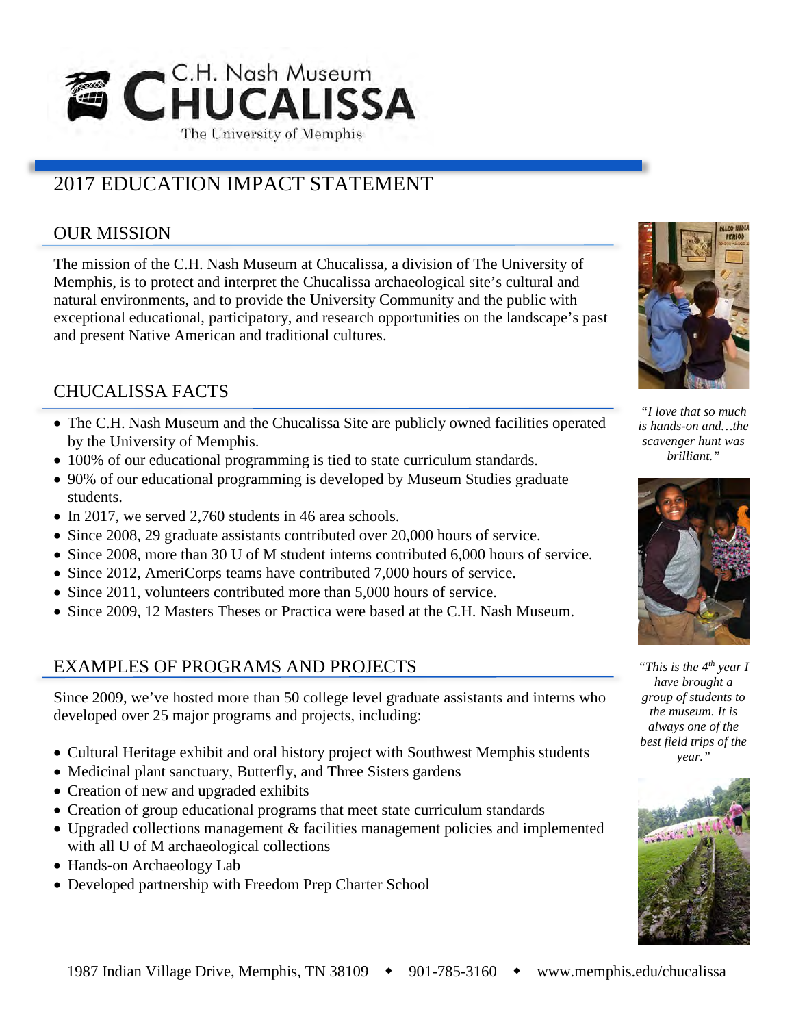C.H. Nash Museum

# CHUCALISSA

The University of Memphis

# 2017 EDUCATION IMPACT STATEMENT

## OUR MISSION

The mission of the C.H. Nash Museum at Chucalissa, a division of The University of Memphis, is to protect and interpret the Chucalissa archaeological site's cultural and natural environments, and to provide the University Community and the public with exceptional educational, participatory, and research opportunities on the landscape's past and present Native American and traditional cultures.

## CHUCALISSA FACTS

- The C.H. Nash Museum and the Chucalissa Site are publicly owned facilities operated by the University of Memphis.
- 100% of our educational programming is tied to state curriculum standards.
- 90% of our educational programming is developed by Museum Studies graduate students.
- In 2017, we served 2,760 students in 46 area schools.
- Since 2008, 29 graduate assistants contributed over 20,000 hours of service.
- Since 2008, more than 30 U of M student interns contributed 6,000 hours of service.
- Since 2012, AmeriCorps teams have contributed 7,000 hours of service.
- Since 2011, volunteers contributed more than 5,000 hours of service.
- Since 2009, 12 Masters Theses or Practica were based at the C.H. Nash Museum.

## EXAMPLES OF PROGRAMS AND PROJECTS

Since 2009, we've hosted more than 50 college level graduate assistants and interns who developed over 25 major programs and projects, including:

- Cultural Heritage exhibit and oral history project with Southwest Memphis students
- Medicinal plant sanctuary, Butterfly, and Three Sisters gardens
- Creation of new and upgraded exhibits
- Creation of group educational programs that meet state curriculum standards
- Upgraded collections management & facilities management policies and implemented with all U of M archaeological collections
- Hands-on Archaeology Lab
- Developed partnership with Freedom Prep Charter School

*"I love that so much is hands-on and…the scavenger hunt was brilliant."*

*"This is the 4th year I have brought a group of students to the museum. It is always one of the best field trips of the year."*

1987 Indian Village Drive, Memphis, TN 38109 ◆ 901-785-3160 ◆ www.memphis.edu/chucalissa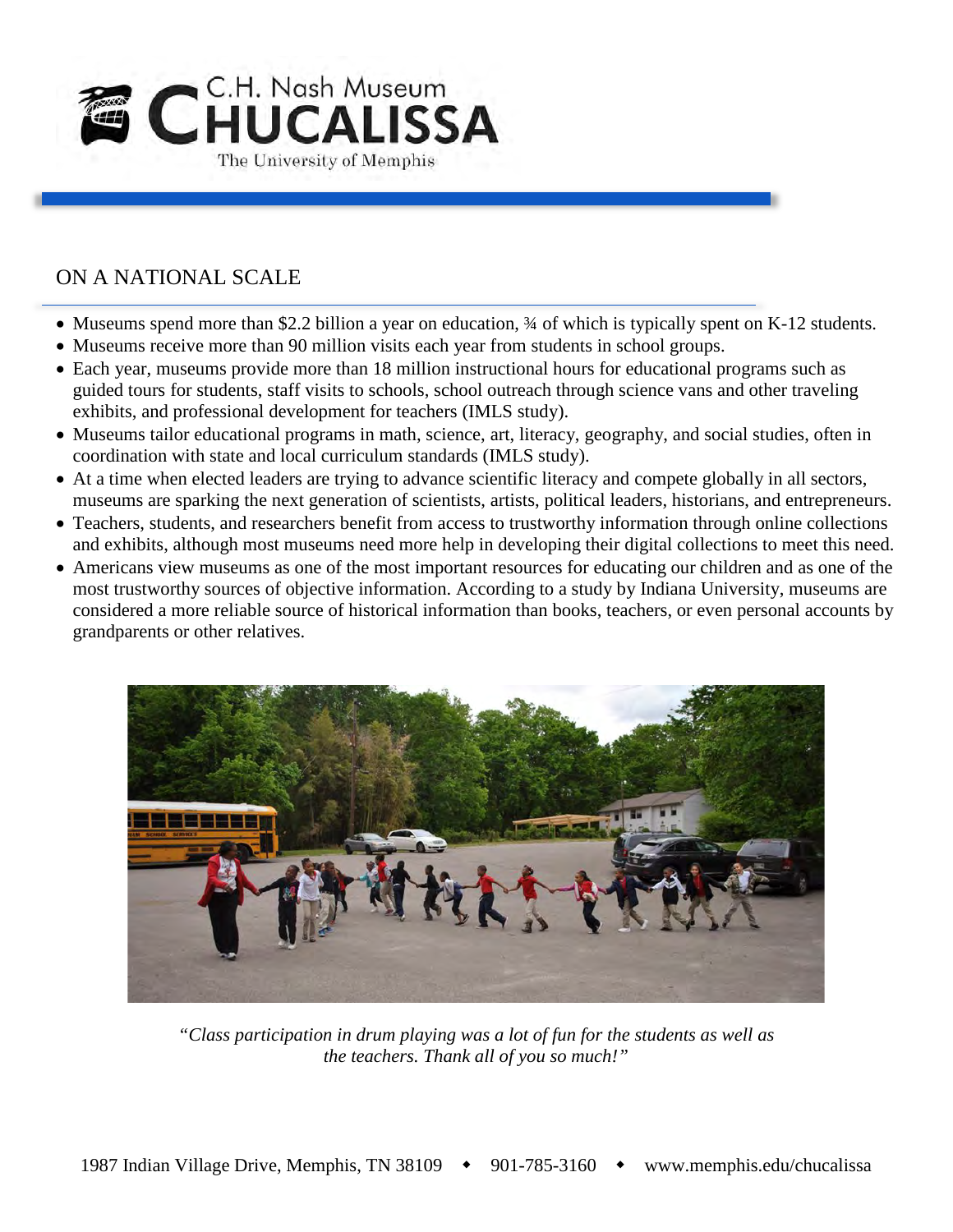## ON A NATIONAL SCALE

- Museums spend more than $2.2 billion a year on education, ¾ of which is typically spent on K-12 students.
- Museums receive more than 90 million visits each year from students in school groups.
- Each year, museums provide more than 18 million instructional hours for educational programs such as guided tours for students, staff visits to schools, school outreach through science vans and other traveling exhibits, and professional development for teachers (IMLS study).
- Museums tailor educational programs in math, science, art, literacy, geography, and social studies, often in coordination with state and local curriculum standards (IMLS study).
- At a time when elected leaders are trying to advance scientific literacy and compete globally in all sectors, museums are sparking the next generation of scientists, artists, political leaders, historians, and entrepreneurs.
- Teachers, students, and researchers benefit from access to trustworthy information through online collections and exhibits, although most museums need more help in developing their digital collections to meet this need.
- Americans view museums as one of the most important resources for educating our children and as one of the most trustworthy sources of objective information. According to a study by Indiana University, museums are considered a more reliable source of historical information than books, teachers, or even personal accounts by grandparents or other relatives.

*"Class participation in drum playing was a lot of fun for the students as well as the teachers. Thank all of you so much!"*